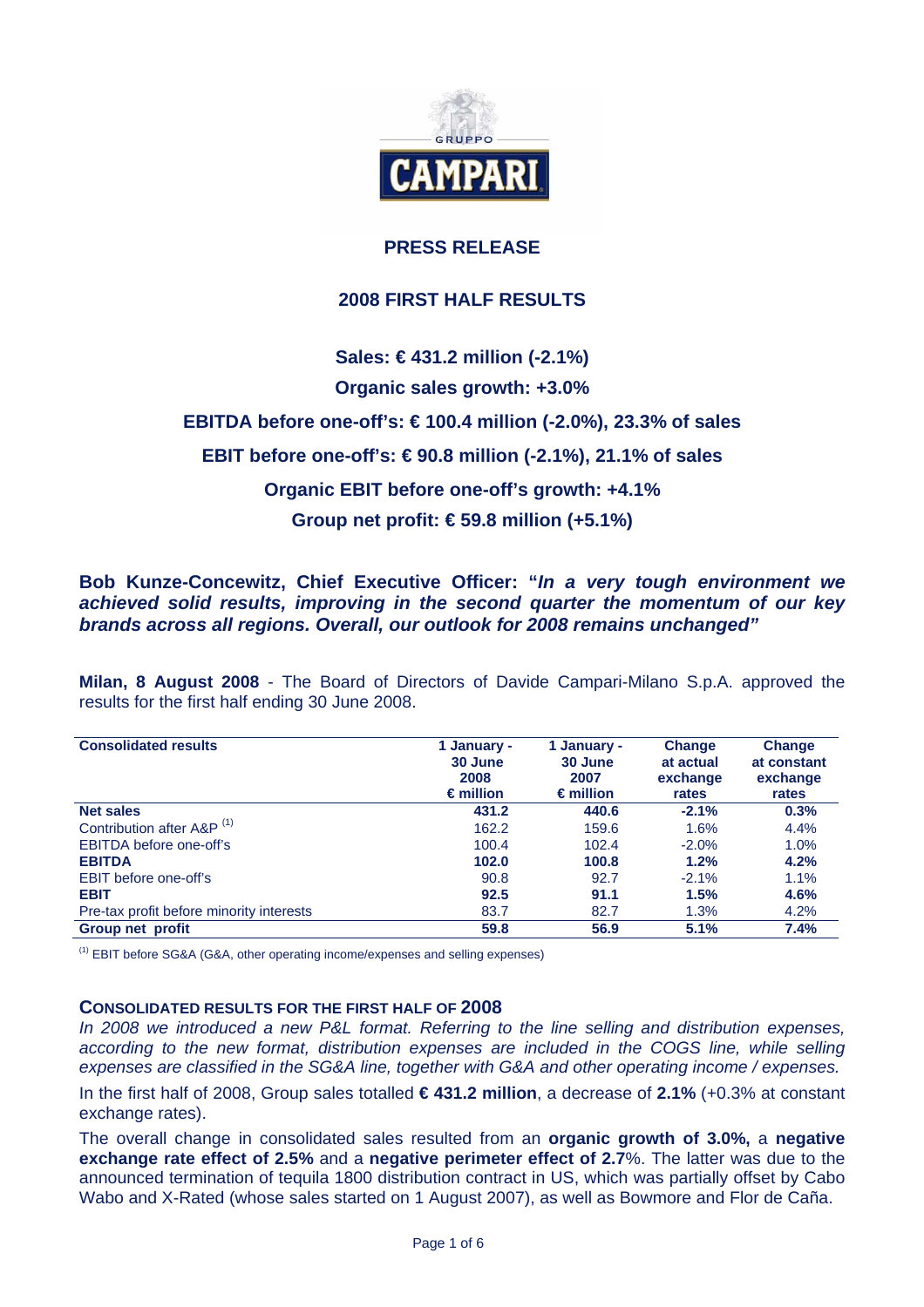# PRESS RELEASE

## 2008 FIRST HALF RESULTS

**Sales: € 431.2 million (-2.1%)**

**Organic sales growth: +3.0%**

**EBITDA before one-off's: € 100.4 million (-2.0%), 23.3% of sales**

**EBIT before one-off's: € 90.8 million (-2.1%), 21.1% of sales**

**Organic EBIT before one-off's growth: +4.1%**

**Group net profit: € 59.8 million (+5.1%)**

**Bob Kunze-Concewitz, Chief Executive Officer: "*In a very tough environment we achieved solid results, improving in the second quarter the momentum of our key brands across all regions. Overall, our outlook for 2008 remains unchanged*"**

**Milan, 8 August 2008** - The Board of Directors of Davide Campari-Milano S.p.A. approved the results for the first half ending 30 June 2008.

| Consolidated results | 1 January - 30 June 2008 € million | 1 January - 30 June 2007 € million | Change at actual exchange rates | Change at constant exchange rates |
|---|---|---|---|---|
| **Net sales** | **431.2** | **440.6** | **-2.1%** | **0.3%** |
| Contribution after A&P [1] | 162.2 | 159.6 | 1.6% | 4.4% |
| EBITDA before one-off's | 100.4 | 102.4 | -2.0% | 1.0% |
| **EBITDA** | **102.0** | **100.8** | **1.2%** | **4.2%** |
| EBIT before one-off's | 90.8 | 92.7 | -2.1% | 1.1% |
| **EBIT** | **92.5** | **91.1** | **1.5%** | **4.6%** |
| Pre-tax profit before minority interests | 83.7 | 82.7 | 1.3% | 4.2% |
| **Group net profit** | **59.8** | **56.9** | **5.1%** | **7.4%** |

[1] EBIT before SG&A (G&A, other operating income/expenses and selling expenses)

### CONSOLIDATED RESULTS FOR THE FIRST HALF OF 2008

*In 2008 we introduced a new P&L format. Referring to the line selling and distribution expenses, according to the new format, distribution expenses are included in the COGS line, while selling expenses are classified in the SG&A line, together with G&A and other operating income / expenses.*

In the first half of 2008, Group sales totalled **€ 431.2 million**, a decrease of **2.1%** (+0.3% at constant exchange rates).

The overall change in consolidated sales resulted from an **organic growth of 3.0%,** a **negative exchange rate effect of 2.5%** and a **negative perimeter effect of 2.7**%. The latter was due to the announced termination of tequila 1800 distribution contract in US, which was partially offset by Cabo Wabo and X-Rated (whose sales started on 1 August 2007), as well as Bowmore and Flor de Caña.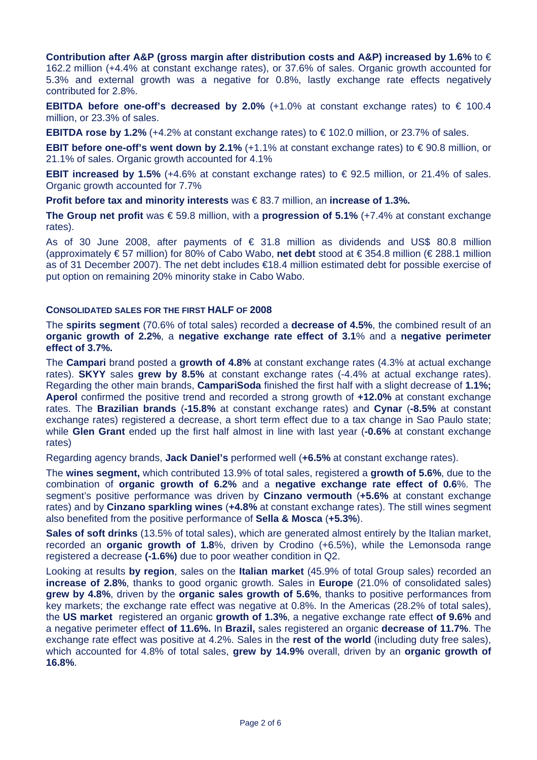**Contribution after A&P (gross margin after distribution costs and A&P) increased by 1.6%** to € 162.2 million (+4.4% at constant exchange rates), or 37.6% of sales. Organic growth accounted for 5.3% and external growth was a negative for 0.8%, lastly exchange rate effects negatively contributed for 2.8%.

**EBITDA before one-off's decreased by 2.0%** (+1.0% at constant exchange rates) to € 100.4 million, or 23.3% of sales.

**EBITDA rose by 1.2%** (+4.2% at constant exchange rates) to € 102.0 million, or 23.7% of sales.

**EBIT before one-off's went down by 2.1%** (+1.1% at constant exchange rates) to € 90.8 million, or 21.1% of sales. Organic growth accounted for 4.1%

**EBIT increased by 1.5%** (+4.6% at constant exchange rates) to € 92.5 million, or 21.4% of sales. Organic growth accounted for 7.7%

**Profit before tax and minority interests** was € 83.7 million, an **increase of 1.3%.**

**The Group net profit** was € 59.8 million, with a **progression of 5.1%** (+7.4% at constant exchange rates).

As of 30 June 2008, after payments of € 31.8 million as dividends and US$ 80.8 million (approximately € 57 million) for 80% of Cabo Wabo, **net debt** stood at € 354.8 million (€ 288.1 million as of 31 December 2007). The net debt includes €18.4 million estimated debt for possible exercise of put option on remaining 20% minority stake in Cabo Wabo.

## CONSOLIDATED SALES FOR THE FIRST HALF OF 2008

The **spirits segment** (70.6% of total sales) recorded a **decrease of 4.5%**, the combined result of an **organic growth of 2.2%**, a **negative exchange rate effect of 3.1**% and a **negative perimeter effect of 3.7%.**

The **Campari** brand posted a **growth of 4.8%** at constant exchange rates (4.3% at actual exchange rates). **SKYY** sales **grew by 8.5%** at constant exchange rates (-4.4% at actual exchange rates). Regarding the other main brands, **CampariSoda** finished the first half with a slight decrease of **1.1%; Aperol** confirmed the positive trend and recorded a strong growth of **+12.0%** at constant exchange rates. The **Brazilian brands** (**-15.8%** at constant exchange rates) and **Cynar** (**-8.5%** at constant exchange rates) registered a decrease, a short term effect due to a tax change in Sao Paulo state; while **Glen Grant** ended up the first half almost in line with last year (**-0.6%** at constant exchange rates)

Regarding agency brands, **Jack Daniel's** performed well (**+6.5%** at constant exchange rates).

The **wines segment,** which contributed 13.9% of total sales, registered a **growth of 5.6%**, due to the combination of **organic growth of 6.2%** and a **negative exchange rate effect of 0.6**%. The segment's positive performance was driven by **Cinzano vermouth** (**+5.6%** at constant exchange rates) and by **Cinzano sparkling wines** (**+4.8%** at constant exchange rates). The still wines segment also benefited from the positive performance of **Sella & Mosca** (**+5.3%**).

**Sales of soft drinks** (13.5% of total sales), which are generated almost entirely by the Italian market, recorded an **organic growth of 1.8**%, driven by Crodino (+6.5%), while the Lemonsoda range registered a decrease **(-1.6%)** due to poor weather condition in Q2.

Looking at results **by region**, sales on the **Italian market** (45.9% of total Group sales) recorded an **increase of 2.8%**, thanks to good organic growth. Sales in **Europe** (21.0% of consolidated sales) **grew by 4.8%**, driven by the **organic sales growth of 5.6%**, thanks to positive performances from key markets; the exchange rate effect was negative at 0.8%. In the Americas (28.2% of total sales), the **US market** registered an organic **growth of 1.3%**, a negative exchange rate effect **of 9.6%** and a negative perimeter effect **of 11.6%.** In **Brazil,** sales registered an organic **decrease of 11.7%**. The exchange rate effect was positive at 4.2%. Sales in the **rest of the world** (including duty free sales), which accounted for 4.8% of total sales, **grew by 14.9%** overall, driven by an **organic growth of 16.8%**.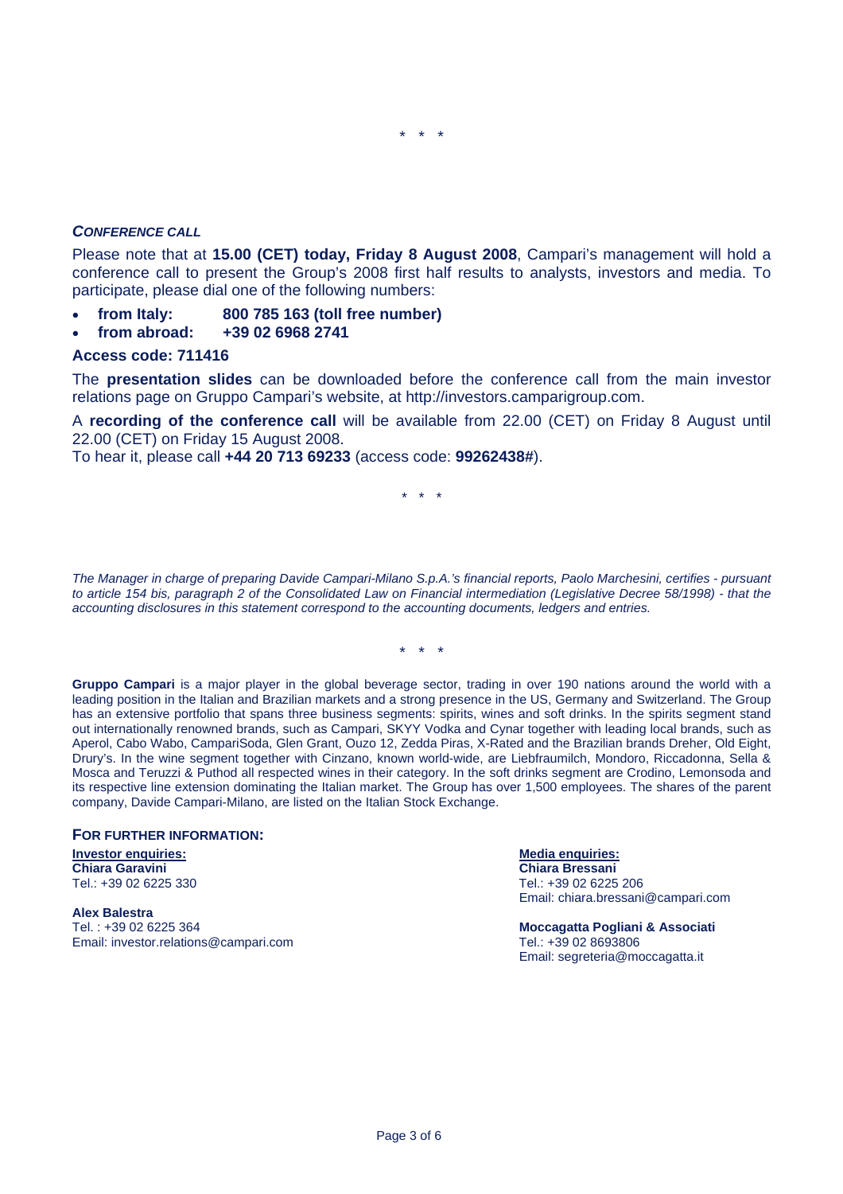\* \* \*

***CONFERENCE CALL***

Please note that at **15.00 (CET) today, Friday 8 August 2008**, Campari's management will hold a conference call to present the Group's 2008 first half results to analysts, investors and media. To participate, please dial one of the following numbers:

- **from Italy: 800 785 163 (toll free number)**
- **from abroad: +39 02 6968 2741**

**Access code: 711416**

The **presentation slides** can be downloaded before the conference call from the main investor relations page on Gruppo Campari's website, at http://investors.camparigroup.com.

A **recording of the conference call** will be available from 22.00 (CET) on Friday 8 August until 22.00 (CET) on Friday 15 August 2008.

To hear it, please call **+44 20 713 69233** (access code: **99262438#**).

\* \* \*

*The Manager in charge of preparing Davide Campari-Milano S.p.A.'s financial reports, Paolo Marchesini, certifies - pursuant to article 154 bis, paragraph 2 of the Consolidated Law on Financial intermediation (Legislative Decree 58/1998) - that the accounting disclosures in this statement correspond to the accounting documents, ledgers and entries.*

\* \* \*

**Gruppo Campari** is a major player in the global beverage sector, trading in over 190 nations around the world with a leading position in the Italian and Brazilian markets and a strong presence in the US, Germany and Switzerland. The Group has an extensive portfolio that spans three business segments: spirits, wines and soft drinks. In the spirits segment stand out internationally renowned brands, such as Campari, SKYY Vodka and Cynar together with leading local brands, such as Aperol, Cabo Wabo, CampariSoda, Glen Grant, Ouzo 12, Zedda Piras, X-Rated and the Brazilian brands Dreher, Old Eight, Drury's. In the wine segment together with Cinzano, known world-wide, are Liebfraumilch, Mondoro, Riccadonna, Sella & Mosca and Teruzzi & Puthod all respected wines in their category. In the soft drinks segment are Crodino, Lemonsoda and its respective line extension dominating the Italian market. The Group has over 1,500 employees. The shares of the parent company, Davide Campari-Milano, are listed on the Italian Stock Exchange.

**FOR FURTHER INFORMATION:**

**Investor enquiries:**
**Chiara Garavini**
Tel.: +39 02 6225 330

**Alex Balestra**
Tel. : +39 02 6225 364
Email: investor.relations@campari.com

**Media enquiries:**
**Chiara Bressani**
Tel.: +39 02 6225 206
Email: chiara.bressani@campari.com

**Moccagatta Pogliani & Associati**
Tel.: +39 02 8693806
Email: segreteria@moccagatta.it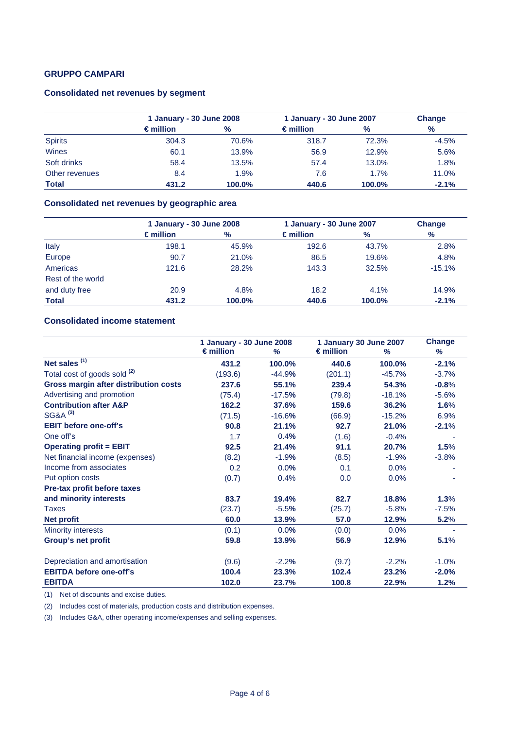**GRUPPO CAMPARI**

### Consolidated net revenues by segment

| | 1 January - 30 June 2008 | | 1 January - 30 June 2007 | | Change |
|---|---|---|---|---|---|
| | € million | % | € million | % | % |
| Spirits | 304.3 | 70.6% | 318.7 | 72.3% | -4.5% |
| Wines | 60.1 | 13.9% | 56.9 | 12.9% | 5.6% |
| Soft drinks | 58.4 | 13.5% | 57.4 | 13.0% | 1.8% |
| Other revenues | 8.4 | 1.9% | 7.6 | 1.7% | 11.0% |
| **Total** | **431.2** | **100.0%** | **440.6** | **100.0%** | **-2.1%** |

### Consolidated net revenues by geographic area

| | 1 January - 30 June 2008 | | 1 January - 30 June 2007 | | Change |
|---|---|---|---|---|---|
| | € million | % | € million | % | % |
| Italy | 198.1 | 45.9% | 192.6 | 43.7% | 2.8% |
| Europe | 90.7 | 21.0% | 86.5 | 19.6% | 4.8% |
| Americas | 121.6 | 28.2% | 143.3 | 32.5% | -15.1% |
| Rest of the world and duty free | 20.9 | 4.8% | 18.2 | 4.1% | 14.9% |
| **Total** | **431.2** | **100.0%** | **440.6** | **100.0%** | **-2.1%** |

### Consolidated income statement

| | 1 January - 30 June 2008 | | 1 January 30 June 2007 | | Change |
|---|---|---|---|---|---|
| | € million | % | € million | % | % |
| **Net sales (1)** | **431.2** | **100.0%** | **440.6** | **100.0%** | **-2.1%** |
| Total cost of goods sold (2) | (193.6) | -44.9% | (201.1) | -45.7% | -3.7% |
| **Gross margin after distribution costs** | **237.6** | **55.1%** | **239.4** | **54.3%** | **-0.8%** |
| Advertising and promotion | (75.4) | -17.5% | (79.8) | -18.1% | -5.6% |
| **Contribution after A&P** | **162.2** | **37.6%** | **159.6** | **36.2%** | **1.6%** |
| SG&A (3) | (71.5) | -16.6% | (66.9) | -15.2% | 6.9% |
| **EBIT before one-off's** | **90.8** | **21.1%** | **92.7** | **21.0%** | **-2.1%** |
| One off's | 1.7 | 0.4% | (1.6) | -0.4% | - |
| **Operating profit = EBIT** | **92.5** | **21.4%** | **91.1** | **20.7%** | **1.5%** |
| Net financial income (expenses) | (8.2) | -1.9% | (8.5) | -1.9% | -3.8% |
| Income from associates | 0.2 | 0.0% | 0.1 | 0.0% | - |
| Put option costs | (0.7) | 0.4% | 0.0 | 0.0% | - |
| **Pre-tax profit before taxes and minority interests** | **83.7** | **19.4%** | **82.7** | **18.8%** | **1.3%** |
| Taxes | (23.7) | -5.5% | (25.7) | -5.8% | -7.5% |
| **Net profit** | **60.0** | **13.9%** | **57.0** | **12.9%** | **5.2%** |
| Minority interests | (0.1) | 0.0% | (0.0) | 0.0% | - |
| **Group's net profit** | **59.8** | **13.9%** | **56.9** | **12.9%** | **5.1%** |
| | | | | | |
| Depreciation and amortisation | (9.6) | -2.2% | (9.7) | -2.2% | -1.0% |
| **EBITDA before one-off's** | **100.4** | **23.3%** | **102.4** | **23.2%** | **-2.0%** |
| **EBITDA** | **102.0** | **23.7%** | **100.8** | **22.9%** | **1.2%** |

(1) Net of discounts and excise duties.

(2) Includes cost of materials, production costs and distribution expenses.

(3) Includes G&A, other operating income/expenses and selling expenses.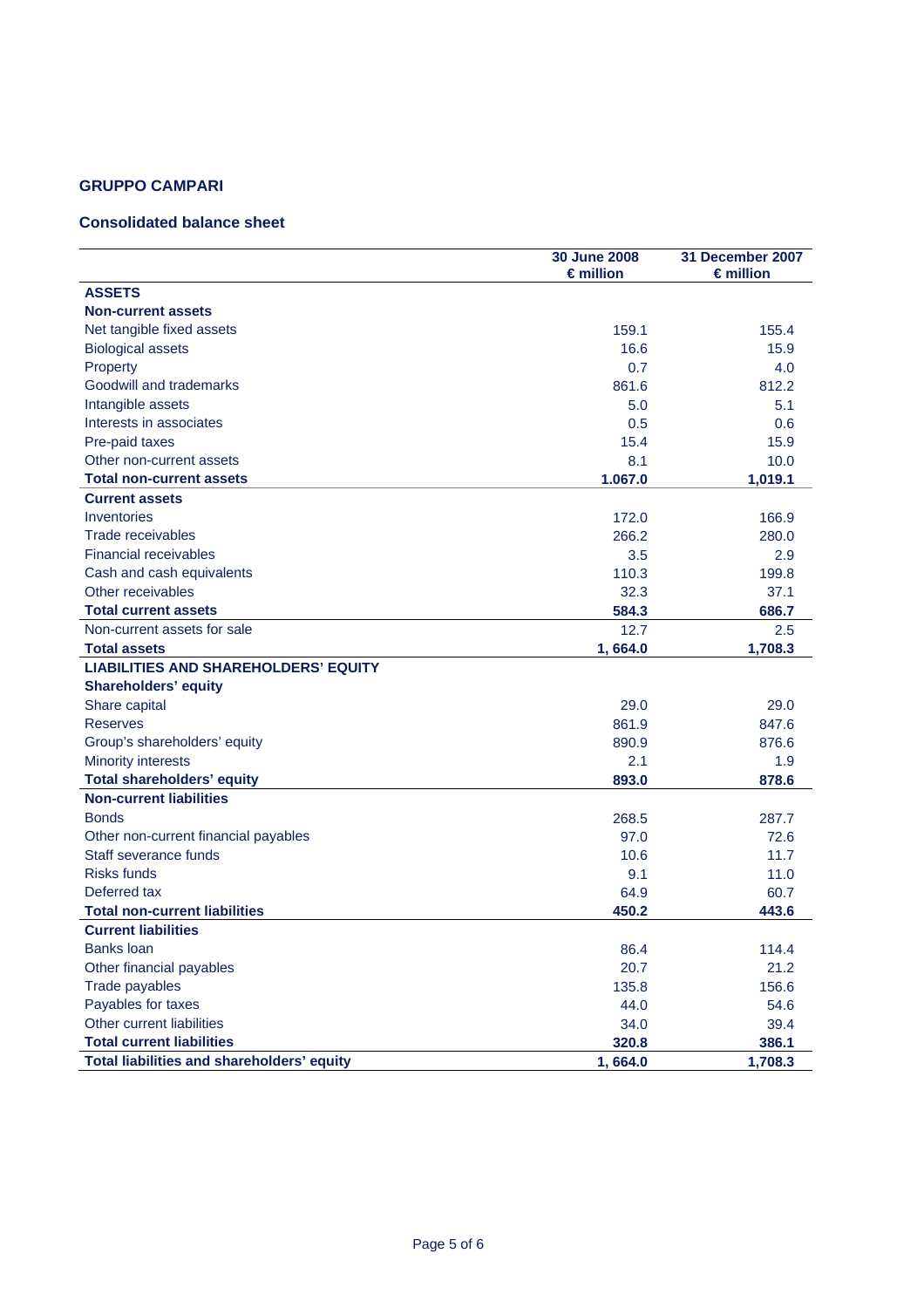## GRUPPO CAMPARI

### Consolidated balance sheet

| | 30 June 2008<br>€ million | 31 December 2007<br>€ million |
|---|---|---|
| **ASSETS** | | |
| **Non-current assets** | | |
| Net tangible fixed assets | 159.1 | 155.4 |
| Biological assets | 16.6 | 15.9 |
| Property | 0.7 | 4.0 |
| Goodwill and trademarks | 861.6 | 812.2 |
| Intangible assets | 5.0 | 5.1 |
| Interests in associates | 0.5 | 0.6 |
| Pre-paid taxes | 15.4 | 15.9 |
| Other non-current assets | 8.1 | 10.0 |
| **Total non-current assets** | **1.067.0** | **1,019.1** |
| **Current assets** | | |
| Inventories | 172.0 | 166.9 |
| Trade receivables | 266.2 | 280.0 |
| Financial receivables | 3.5 | 2.9 |
| Cash and cash equivalents | 110.3 | 199.8 |
| Other receivables | 32.3 | 37.1 |
| **Total current assets** | **584.3** | **686.7** |
| Non-current assets for sale | 12.7 | 2.5 |
| **Total assets** | **1, 664.0** | **1,708.3** |
| **LIABILITIES AND SHAREHOLDERS' EQUITY** | | |
| **Shareholders' equity** | | |
| Share capital | 29.0 | 29.0 |
| Reserves | 861.9 | 847.6 |
| Group's shareholders' equity | 890.9 | 876.6 |
| Minority interests | 2.1 | 1.9 |
| **Total shareholders' equity** | **893.0** | **878.6** |
| **Non-current liabilities** | | |
| Bonds | 268.5 | 287.7 |
| Other non-current financial payables | 97.0 | 72.6 |
| Staff severance funds | 10.6 | 11.7 |
| Risks funds | 9.1 | 11.0 |
| Deferred tax | 64.9 | 60.7 |
| **Total non-current liabilities** | **450.2** | **443.6** |
| **Current liabilities** | | |
| Banks loan | 86.4 | 114.4 |
| Other financial payables | 20.7 | 21.2 |
| Trade payables | 135.8 | 156.6 |
| Payables for taxes | 44.0 | 54.6 |
| Other current liabilities | 34.0 | 39.4 |
| **Total current liabilities** | **320.8** | **386.1** |
| **Total liabilities and shareholders' equity** | **1, 664.0** | **1,708.3** |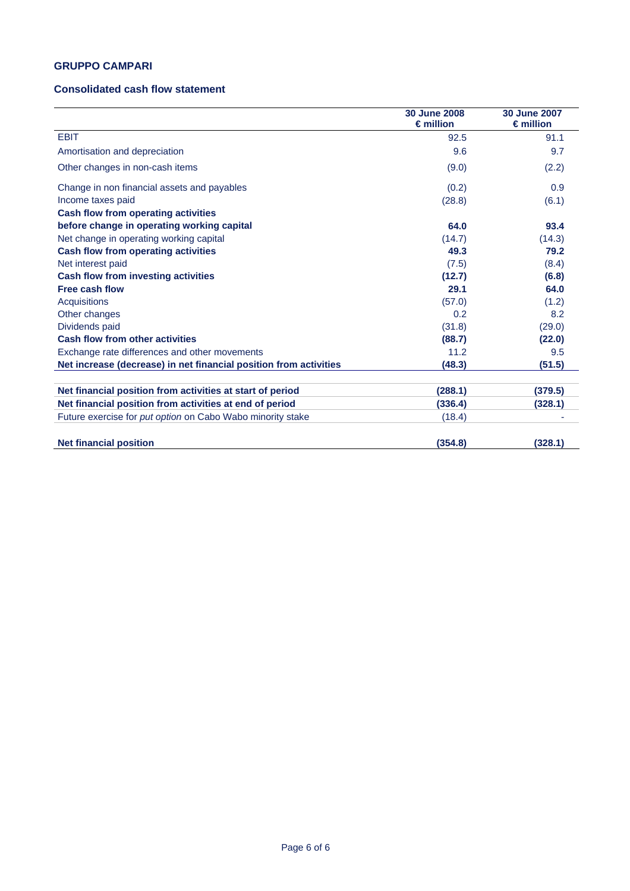**GRUPPO CAMPARI**

**Consolidated cash flow statement**

| | 30 June 2008 € million | 30 June 2007 € million |
|---|---|---|
| EBIT | 92.5 | 91.1 |
| Amortisation and depreciation | 9.6 | 9.7 |
| Other changes in non-cash items | (9.0) | (2.2) |
| Change in non financial assets and payables | (0.2) | 0.9 |
| Income taxes paid | (28.8) | (6.1) |
| **Cash flow from operating activities before change in operating working capital** | **64.0** | **93.4** |
| Net change in operating working capital | (14.7) | (14.3) |
| **Cash flow from operating activities** | **49.3** | **79.2** |
| Net interest paid | (7.5) | (8.4) |
| **Cash flow from investing activities** | **(12.7)** | **(6.8)** |
| **Free cash flow** | **29.1** | **64.0** |
| Acquisitions | (57.0) | (1.2) |
| Other changes | 0.2 | 8.2 |
| Dividends paid | (31.8) | (29.0) |
| **Cash flow from other activities** | **(88.7)** | **(22.0)** |
| Exchange rate differences and other movements | 11.2 | 9.5 |
| **Net increase (decrease) in net financial position from activities** | **(48.3)** | **(51.5)** |
| **Net financial position from activities at start of period** | **(288.1)** | **(379.5)** |
| **Net financial position from activities at end of period** | **(336.4)** | **(328.1)** |
| Future exercise for *put option* on Cabo Wabo minority stake | (18.4) | - |
| **Net financial position** | **(354.8)** | **(328.1)** |